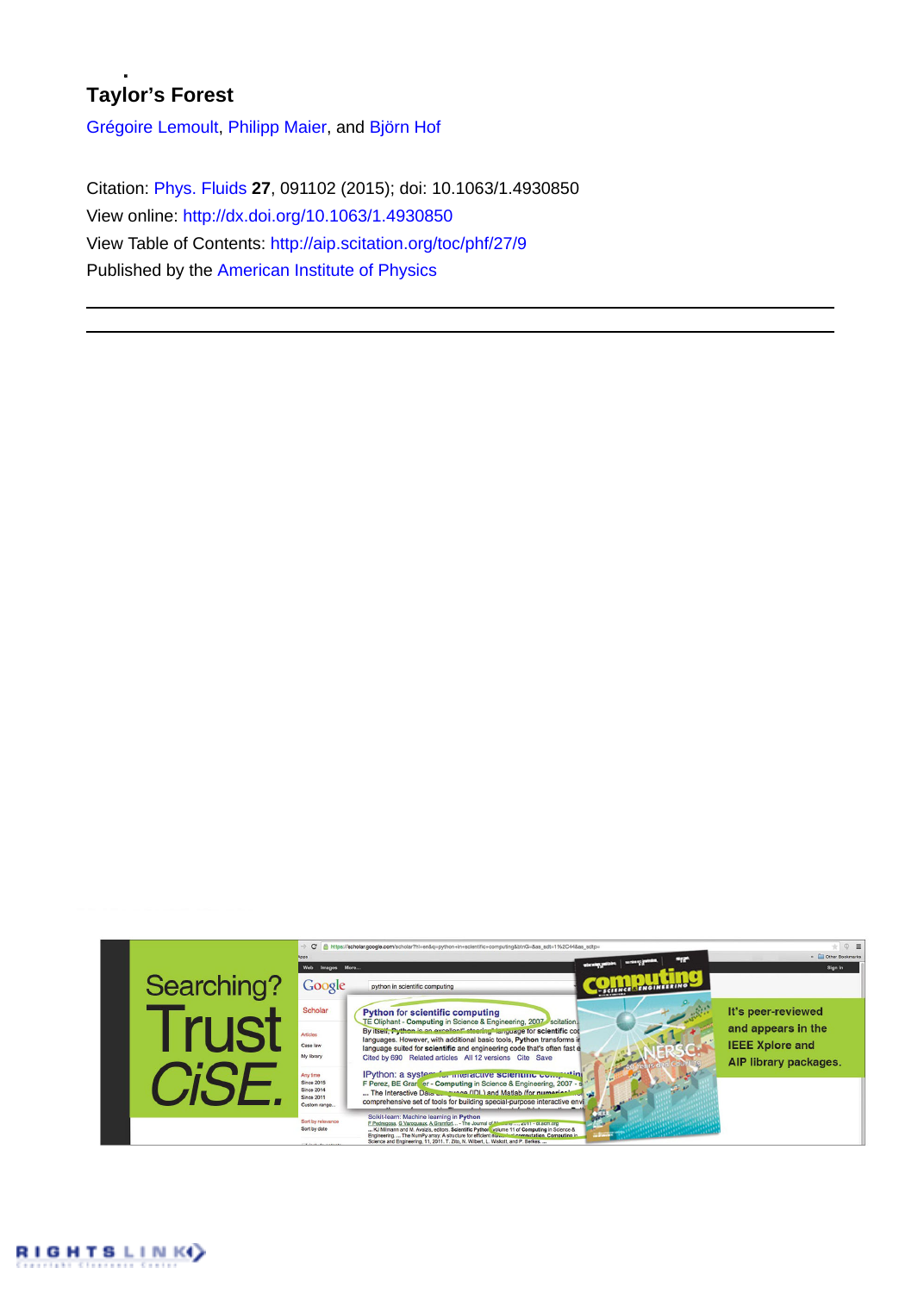# Taylor's Forest

Grégoire Lemoult, Philipp Maier, and Björn Hof

Citation: Phys. Fluids **27**, 091102 (2015); doi: 10.1063/1.4930850

View online: http://dx.doi.org/10.1063/1.4930850

View Table of Contents: http://aip.scitation.org/toc/phf/27/9

Published by the American Institute of Physics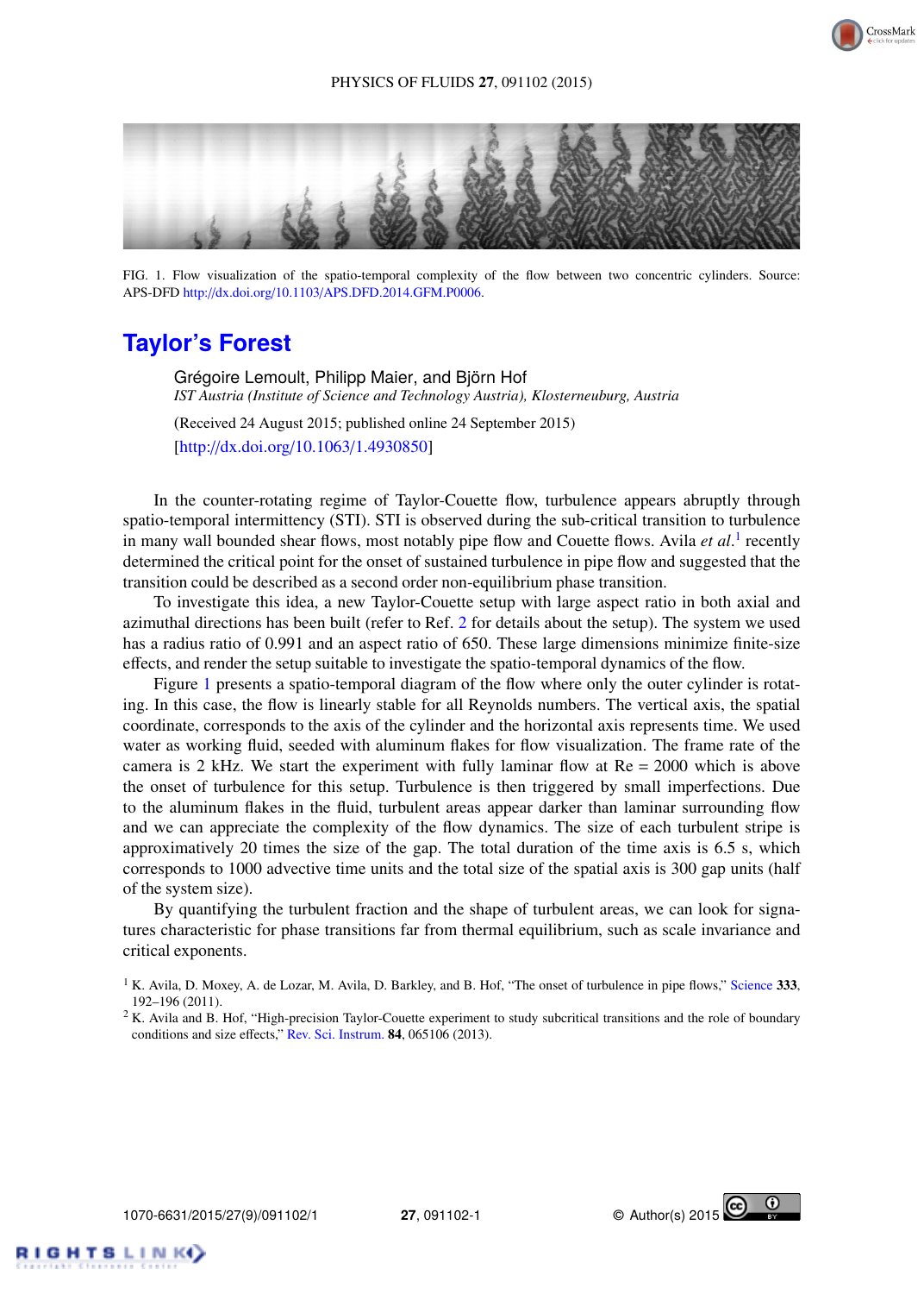FIG. 1. Flow visualization of the spatio-temporal complexity of the flow between two concentric cylinders. Source: APS-DFD http://dx.doi.org/10.1103/APS.DFD.2014.GFM.P0006.

# Taylor's Forest

Grégoire Lemoult, Philipp Maier, and Björn Hof

*IST Austria (Institute of Science and Technology Austria), Klosterneuburg, Austria*

(Received 24 August 2015; published online 24 September 2015)

[http://dx.doi.org/10.1063/1.4930850]

In the counter-rotating regime of Taylor-Couette flow, turbulence appears abruptly through spatio-temporal intermittency (STI). STI is observed during the sub-critical transition to turbulence in many wall bounded shear flows, most notably pipe flow and Couette flows. Avila *et al.*[1] recently determined the critical point for the onset of sustained turbulence in pipe flow and suggested that the transition could be described as a second order non-equilibrium phase transition.

To investigate this idea, a new Taylor-Couette setup with large aspect ratio in both axial and azimuthal directions has been built (refer to Ref. 2 for details about the setup). The system we used has a radius ratio of 0.991 and an aspect ratio of 650. These large dimensions minimize finite-size effects, and render the setup suitable to investigate the spatio-temporal dynamics of the flow.

Figure 1 presents a spatio-temporal diagram of the flow where only the outer cylinder is rotating. In this case, the flow is linearly stable for all Reynolds numbers. The vertical axis, the spatial coordinate, corresponds to the axis of the cylinder and the horizontal axis represents time. We used water as working fluid, seeded with aluminum flakes for flow visualization. The frame rate of the camera is 2 kHz. We start the experiment with fully laminar flow at Re = 2000 which is above the onset of turbulence for this setup. Turbulence is then triggered by small imperfections. Due to the aluminum flakes in the fluid, turbulent areas appear darker than laminar surrounding flow and we can appreciate the complexity of the flow dynamics. The size of each turbulent stripe is approximatively 20 times the size of the gap. The total duration of the time axis is 6.5 s, which corresponds to 1000 advective time units and the total size of the spatial axis is 300 gap units (half of the system size).

By quantifying the turbulent fraction and the shape of turbulent areas, we can look for signatures characteristic for phase transitions far from thermal equilibrium, such as scale invariance and critical exponents.

[1] K. Avila, D. Moxey, A. de Lozar, M. Avila, D. Barkley, and B. Hof, "The onset of turbulence in pipe flows," Science **333**, 192–196 (2011).

[2] K. Avila and B. Hof, "High-precision Taylor-Couette experiment to study subcritical transitions and the role of boundary conditions and size effects," Rev. Sci. Instrum. **84**, 065106 (2013).

© Author(s) 2015